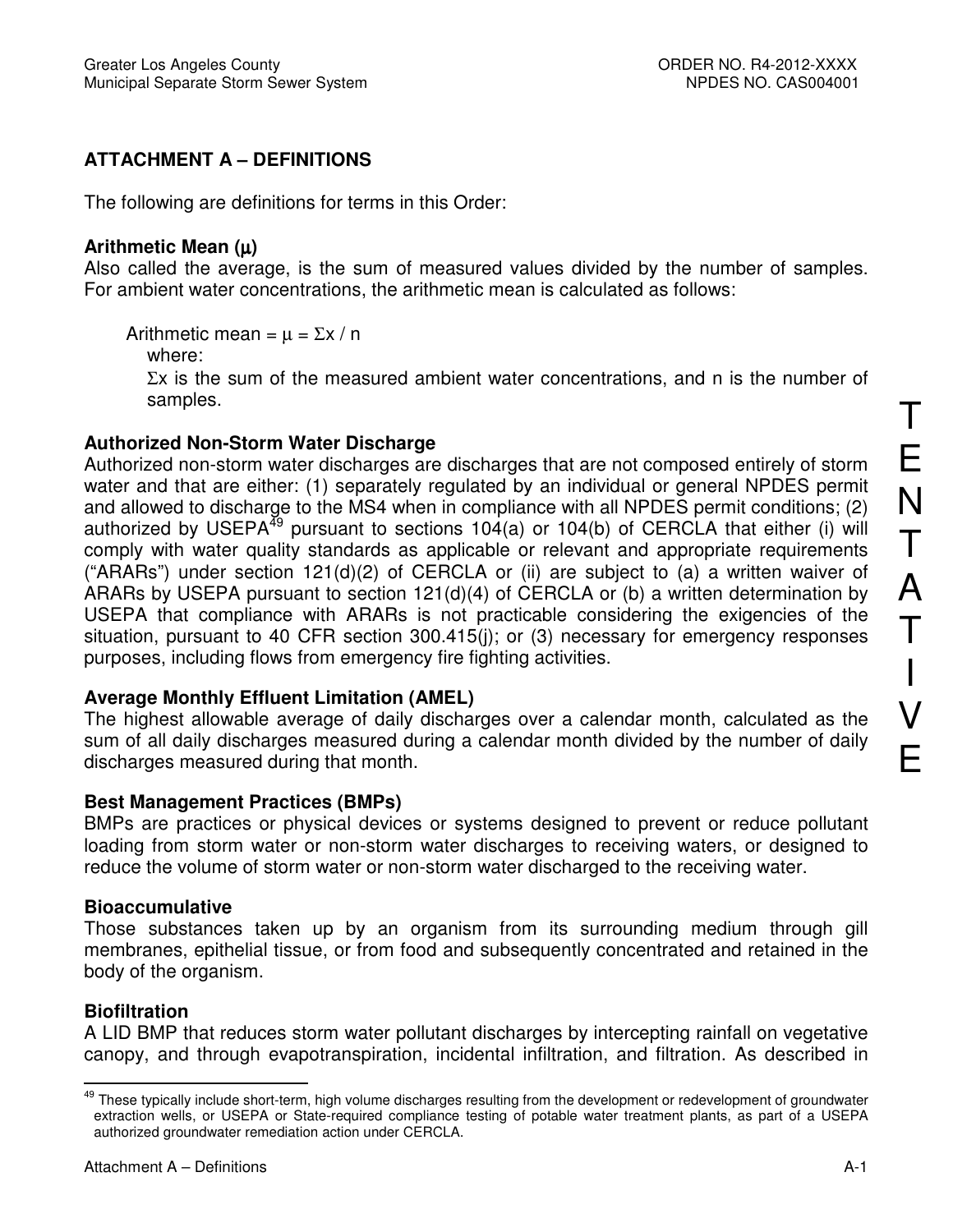## ATTACHMENT A – DEFINITIONS

The following are definitions for terms in this Order:

**Arithmetic Mean ($\mu$)**
Also called the average, is the sum of measured values divided by the number of samples. For ambient water concentrations, the arithmetic mean is calculated as follows:

Arithmetic mean = $\mu = \Sigma x / n$
where:
$\Sigma x$ is the sum of the measured ambient water concentrations, and n is the number of samples.

**Authorized Non-Storm Water Discharge**
Authorized non-storm water discharges are discharges that are not composed entirely of storm water and that are either: (1) separately regulated by an individual or general NPDES permit and allowed to discharge to the MS4 when in compliance with all NPDES permit conditions; (2) authorized by USEPA[49] pursuant to sections 104(a) or 104(b) of CERCLA that either (i) will comply with water quality standards as applicable or relevant and appropriate requirements ("ARARs") under section 121(d)(2) of CERCLA or (ii) are subject to (a) a written waiver of ARARs by USEPA pursuant to section 121(d)(4) of CERCLA or (b) a written determination by USEPA that compliance with ARARs is not practicable considering the exigencies of the situation, pursuant to 40 CFR section 300.415(j); or (3) necessary for emergency responses purposes, including flows from emergency fire fighting activities.

**Average Monthly Effluent Limitation (AMEL)**
The highest allowable average of daily discharges over a calendar month, calculated as the sum of all daily discharges measured during a calendar month divided by the number of daily discharges measured during that month.

**Best Management Practices (BMPs)**
BMPs are practices or physical devices or systems designed to prevent or reduce pollutant loading from storm water or non-storm water discharges to receiving waters, or designed to reduce the volume of storm water or non-storm water discharged to the receiving water.

**Bioaccumulative**
Those substances taken up by an organism from its surrounding medium through gill membranes, epithelial tissue, or from food and subsequently concentrated and retained in the body of the organism.

**Biofiltration**
A LID BMP that reduces storm water pollutant discharges by intercepting rainfall on vegetative canopy, and through evapotranspiration, incidental infiltration, and filtration. As described in

[49] These typically include short-term, high volume discharges resulting from the development or redevelopment of groundwater extraction wells, or USEPA or State-required compliance testing of potable water treatment plants, as part of a USEPA authorized groundwater remediation action under CERCLA.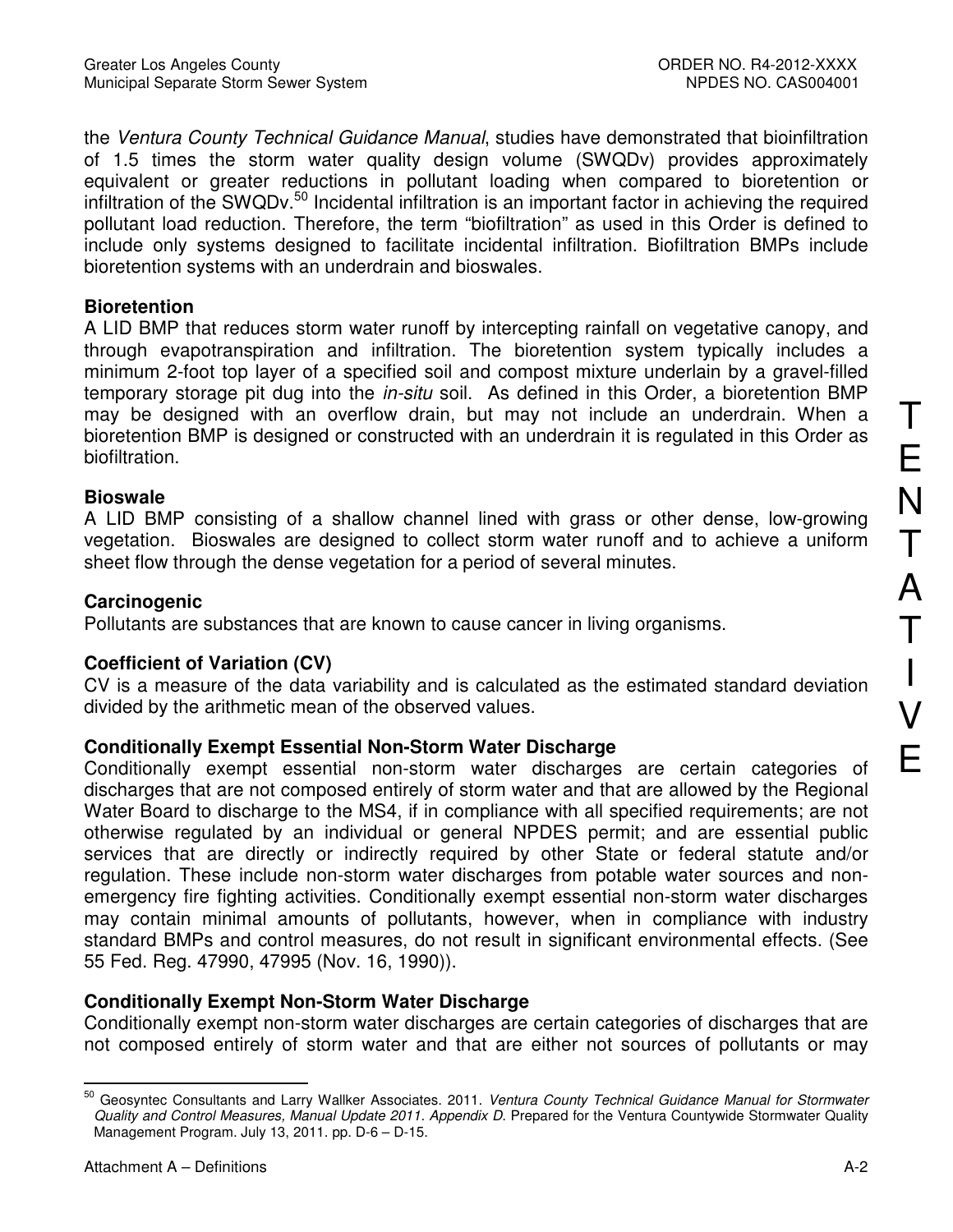the *Ventura County Technical Guidance Manual*, studies have demonstrated that bioinfiltration of 1.5 times the storm water quality design volume (SWQDv) provides approximately equivalent or greater reductions in pollutant loading when compared to bioretention or infiltration of the SWQDv.[50] Incidental infiltration is an important factor in achieving the required pollutant load reduction. Therefore, the term "biofiltration" as used in this Order is defined to include only systems designed to facilitate incidental infiltration. Biofiltration BMPs include bioretention systems with an underdrain and bioswales.

**Bioretention**
A LID BMP that reduces storm water runoff by intercepting rainfall on vegetative canopy, and through evapotranspiration and infiltration. The bioretention system typically includes a minimum 2-foot top layer of a specified soil and compost mixture underlain by a gravel-filled temporary storage pit dug into the *in-situ* soil. As defined in this Order, a bioretention BMP may be designed with an overflow drain, but may not include an underdrain. When a bioretention BMP is designed or constructed with an underdrain it is regulated in this Order as biofiltration.

**Bioswale**
A LID BMP consisting of a shallow channel lined with grass or other dense, low-growing vegetation. Bioswales are designed to collect storm water runoff and to achieve a uniform sheet flow through the dense vegetation for a period of several minutes.

**Carcinogenic**
Pollutants are substances that are known to cause cancer in living organisms.

**Coefficient of Variation (CV)**
CV is a measure of the data variability and is calculated as the estimated standard deviation divided by the arithmetic mean of the observed values.

**Conditionally Exempt Essential Non-Storm Water Discharge**
Conditionally exempt essential non-storm water discharges are certain categories of discharges that are not composed entirely of storm water and that are allowed by the Regional Water Board to discharge to the MS4, if in compliance with all specified requirements; are not otherwise regulated by an individual or general NPDES permit; and are essential public services that are directly or indirectly required by other State or federal statute and/or regulation. These include non-storm water discharges from potable water sources and non-emergency fire fighting activities. Conditionally exempt essential non-storm water discharges may contain minimal amounts of pollutants, however, when in compliance with industry standard BMPs and control measures, do not result in significant environmental effects. (See 55 Fed. Reg. 47990, 47995 (Nov. 16, 1990)).

**Conditionally Exempt Non-Storm Water Discharge**
Conditionally exempt non-storm water discharges are certain categories of discharges that are not composed entirely of storm water and that are either not sources of pollutants or may

---

[50] Geosyntec Consultants and Larry Wallker Associates. 2011. *Ventura County Technical Guidance Manual for Stormwater Quality and Control Measures, Manual Update 2011. Appendix D*. Prepared for the Ventura Countywide Stormwater Quality Management Program. July 13, 2011. pp. D-6 – D-15.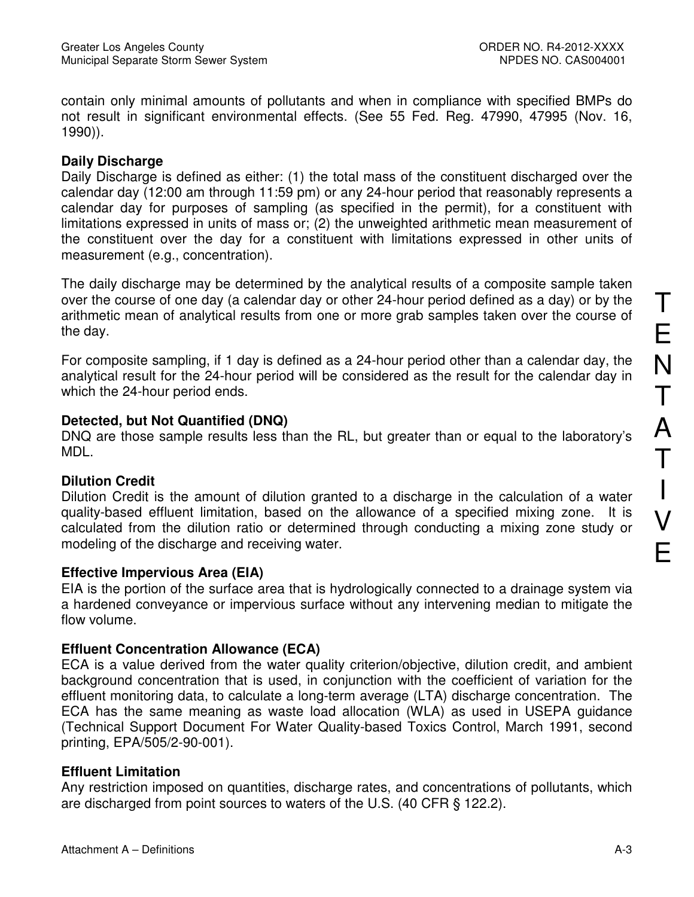contain only minimal amounts of pollutants and when in compliance with specified BMPs do not result in significant environmental effects. (See 55 Fed. Reg. 47990, 47995 (Nov. 16, 1990)).

**Daily Discharge**
Daily Discharge is defined as either: (1) the total mass of the constituent discharged over the calendar day (12:00 am through 11:59 pm) or any 24-hour period that reasonably represents a calendar day for purposes of sampling (as specified in the permit), for a constituent with limitations expressed in units of mass or; (2) the unweighted arithmetic mean measurement of the constituent over the day for a constituent with limitations expressed in other units of measurement (e.g., concentration).

The daily discharge may be determined by the analytical results of a composite sample taken over the course of one day (a calendar day or other 24-hour period defined as a day) or by the arithmetic mean of analytical results from one or more grab samples taken over the course of the day.

For composite sampling, if 1 day is defined as a 24-hour period other than a calendar day, the analytical result for the 24-hour period will be considered as the result for the calendar day in which the 24-hour period ends.

**Detected, but Not Quantified (DNQ)**
DNQ are those sample results less than the RL, but greater than or equal to the laboratory's MDL.

**Dilution Credit**
Dilution Credit is the amount of dilution granted to a discharge in the calculation of a water quality-based effluent limitation, based on the allowance of a specified mixing zone. It is calculated from the dilution ratio or determined through conducting a mixing zone study or modeling of the discharge and receiving water.

**Effective Impervious Area (EIA)**
EIA is the portion of the surface area that is hydrologically connected to a drainage system via a hardened conveyance or impervious surface without any intervening median to mitigate the flow volume.

**Effluent Concentration Allowance (ECA)**
ECA is a value derived from the water quality criterion/objective, dilution credit, and ambient background concentration that is used, in conjunction with the coefficient of variation for the effluent monitoring data, to calculate a long-term average (LTA) discharge concentration. The ECA has the same meaning as waste load allocation (WLA) as used in USEPA guidance (Technical Support Document For Water Quality-based Toxics Control, March 1991, second printing, EPA/505/2-90-001).

**Effluent Limitation**
Any restriction imposed on quantities, discharge rates, and concentrations of pollutants, which are discharged from point sources to waters of the U.S. (40 CFR § 122.2).

TENTATIVE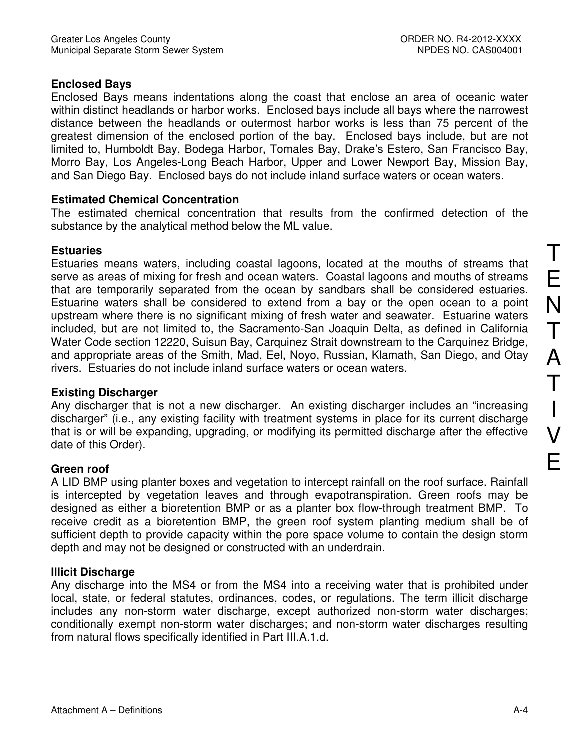**Enclosed Bays**
Enclosed Bays means indentations along the coast that enclose an area of oceanic water within distinct headlands or harbor works. Enclosed bays include all bays where the narrowest distance between the headlands or outermost harbor works is less than 75 percent of the greatest dimension of the enclosed portion of the bay. Enclosed bays include, but are not limited to, Humboldt Bay, Bodega Harbor, Tomales Bay, Drake's Estero, San Francisco Bay, Morro Bay, Los Angeles-Long Beach Harbor, Upper and Lower Newport Bay, Mission Bay, and San Diego Bay. Enclosed bays do not include inland surface waters or ocean waters.

**Estimated Chemical Concentration**
The estimated chemical concentration that results from the confirmed detection of the substance by the analytical method below the ML value.

**Estuaries**
Estuaries means waters, including coastal lagoons, located at the mouths of streams that serve as areas of mixing for fresh and ocean waters. Coastal lagoons and mouths of streams that are temporarily separated from the ocean by sandbars shall be considered estuaries. Estuarine waters shall be considered to extend from a bay or the open ocean to a point upstream where there is no significant mixing of fresh water and seawater. Estuarine waters included, but are not limited to, the Sacramento-San Joaquin Delta, as defined in California Water Code section 12220, Suisun Bay, Carquinez Strait downstream to the Carquinez Bridge, and appropriate areas of the Smith, Mad, Eel, Noyo, Russian, Klamath, San Diego, and Otay rivers. Estuaries do not include inland surface waters or ocean waters.

**Existing Discharger**
Any discharger that is not a new discharger. An existing discharger includes an "increasing discharger" (i.e., any existing facility with treatment systems in place for its current discharge that is or will be expanding, upgrading, or modifying its permitted discharge after the effective date of this Order).

**Green roof**
A LID BMP using planter boxes and vegetation to intercept rainfall on the roof surface. Rainfall is intercepted by vegetation leaves and through evapotranspiration. Green roofs may be designed as either a bioretention BMP or as a planter box flow-through treatment BMP. To receive credit as a bioretention BMP, the green roof system planting medium shall be of sufficient depth to provide capacity within the pore space volume to contain the design storm depth and may not be designed or constructed with an underdrain.

**Illicit Discharge**
Any discharge into the MS4 or from the MS4 into a receiving water that is prohibited under local, state, or federal statutes, ordinances, codes, or regulations. The term illicit discharge includes any non-storm water discharge, except authorized non-storm water discharges; conditionally exempt non-storm water discharges; and non-storm water discharges resulting from natural flows specifically identified in Part III.A.1.d.

TENTATIVE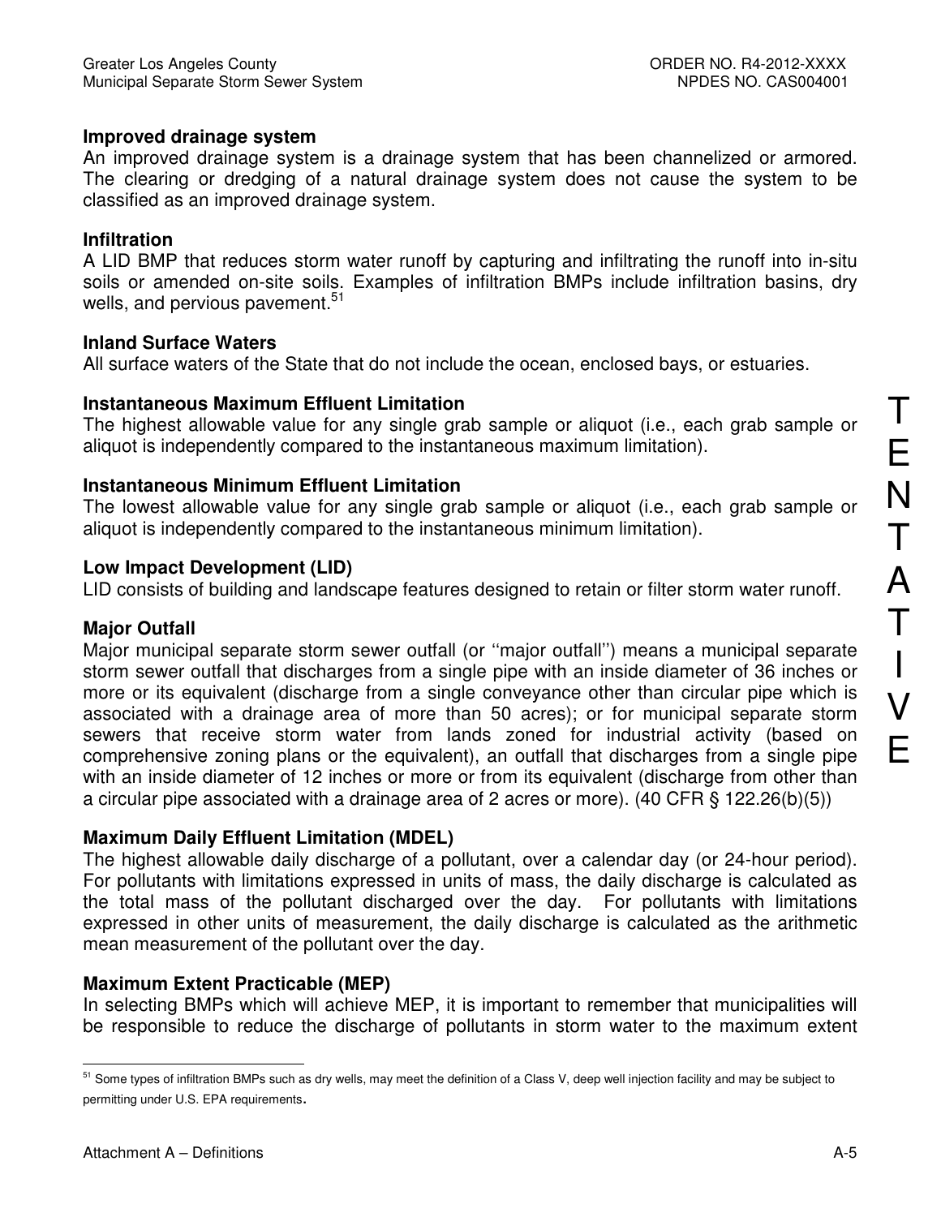**Improved drainage system**

An improved drainage system is a drainage system that has been channelized or armored. The clearing or dredging of a natural drainage system does not cause the system to be classified as an improved drainage system.

**Infiltration**

A LID BMP that reduces storm water runoff by capturing and infiltrating the runoff into in-situ soils or amended on-site soils. Examples of infiltration BMPs include infiltration basins, dry wells, and pervious pavement.[51]

**Inland Surface Waters**

All surface waters of the State that do not include the ocean, enclosed bays, or estuaries.

**Instantaneous Maximum Effluent Limitation**

The highest allowable value for any single grab sample or aliquot (i.e., each grab sample or aliquot is independently compared to the instantaneous maximum limitation).

**Instantaneous Minimum Effluent Limitation**

The lowest allowable value for any single grab sample or aliquot (i.e., each grab sample or aliquot is independently compared to the instantaneous minimum limitation).

**Low Impact Development (LID)**

LID consists of building and landscape features designed to retain or filter storm water runoff.

**Major Outfall**

Major municipal separate storm sewer outfall (or ''major outfall'') means a municipal separate storm sewer outfall that discharges from a single pipe with an inside diameter of 36 inches or more or its equivalent (discharge from a single conveyance other than circular pipe which is associated with a drainage area of more than 50 acres); or for municipal separate storm sewers that receive storm water from lands zoned for industrial activity (based on comprehensive zoning plans or the equivalent), an outfall that discharges from a single pipe with an inside diameter of 12 inches or more or from its equivalent (discharge from other than a circular pipe associated with a drainage area of 2 acres or more). (40 CFR § 122.26(b)(5))

**Maximum Daily Effluent Limitation (MDEL)**

The highest allowable daily discharge of a pollutant, over a calendar day (or 24-hour period). For pollutants with limitations expressed in units of mass, the daily discharge is calculated as the total mass of the pollutant discharged over the day. For pollutants with limitations expressed in other units of measurement, the daily discharge is calculated as the arithmetic mean measurement of the pollutant over the day.

**Maximum Extent Practicable (MEP)**

In selecting BMPs which will achieve MEP, it is important to remember that municipalities will be responsible to reduce the discharge of pollutants in storm water to the maximum extent

---

[51] Some types of infiltration BMPs such as dry wells, may meet the definition of a Class V, deep well injection facility and may be subject to permitting under U.S. EPA requirements.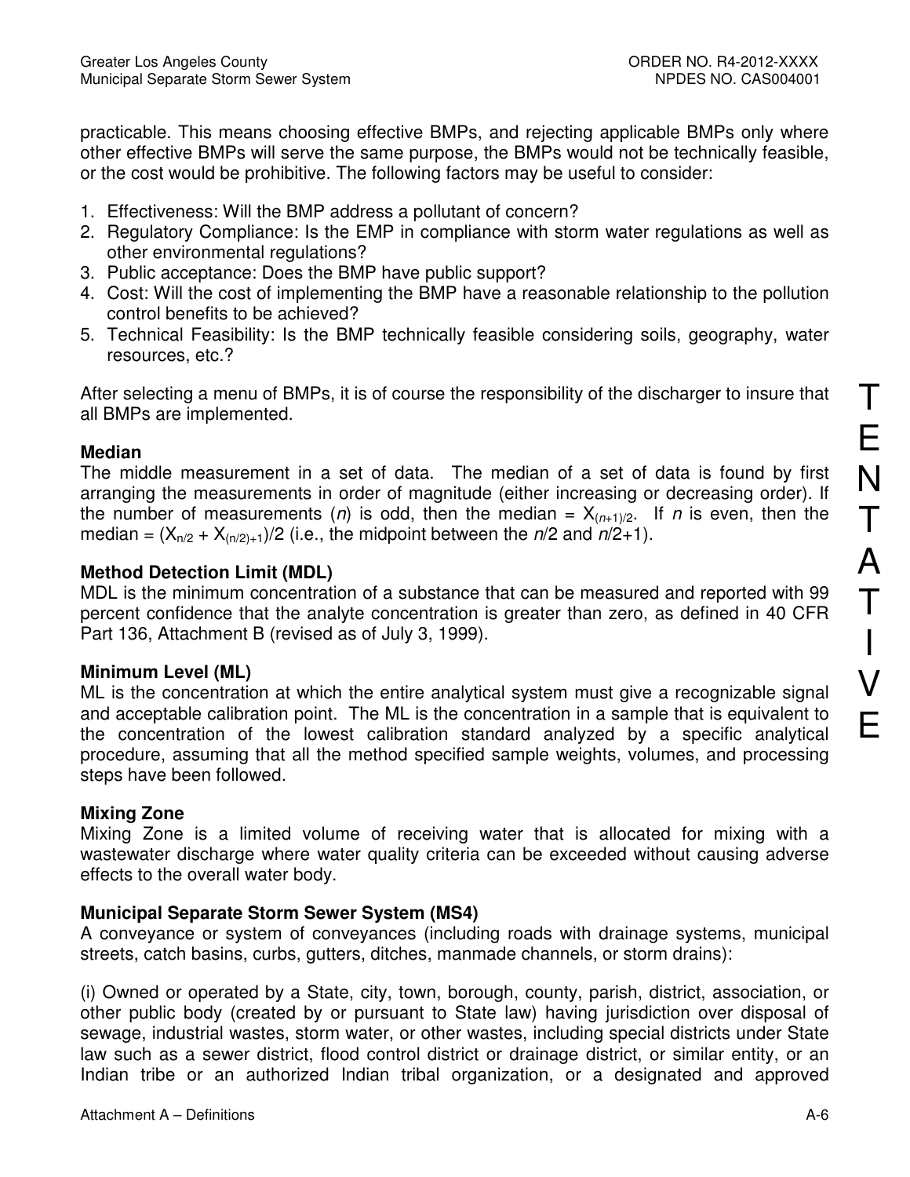practicable. This means choosing effective BMPs, and rejecting applicable BMPs only where other effective BMPs will serve the same purpose, the BMPs would not be technically feasible, or the cost would be prohibitive. The following factors may be useful to consider:

1. Effectiveness: Will the BMP address a pollutant of concern?
2. Regulatory Compliance: Is the EMP in compliance with storm water regulations as well as other environmental regulations?
3. Public acceptance: Does the BMP have public support?
4. Cost: Will the cost of implementing the BMP have a reasonable relationship to the pollution control benefits to be achieved?
5. Technical Feasibility: Is the BMP technically feasible considering soils, geography, water resources, etc.?

After selecting a menu of BMPs, it is of course the responsibility of the discharger to insure that all BMPs are implemented.

**Median**
The middle measurement in a set of data. The median of a set of data is found by first arranging the measurements in order of magnitude (either increasing or decreasing order). If the number of measurements ($n$) is odd, then the median = $X_{(n+1)/2}$. If $n$ is even, then the median = $(X_{n/2} + X_{(n/2)+1})/2$ (i.e., the midpoint between the $n/2$ and $n/2+1$).

**Method Detection Limit (MDL)**
MDL is the minimum concentration of a substance that can be measured and reported with 99 percent confidence that the analyte concentration is greater than zero, as defined in 40 CFR Part 136, Attachment B (revised as of July 3, 1999).

**Minimum Level (ML)**
ML is the concentration at which the entire analytical system must give a recognizable signal and acceptable calibration point. The ML is the concentration in a sample that is equivalent to the concentration of the lowest calibration standard analyzed by a specific analytical procedure, assuming that all the method specified sample weights, volumes, and processing steps have been followed.

**Mixing Zone**
Mixing Zone is a limited volume of receiving water that is allocated for mixing with a wastewater discharge where water quality criteria can be exceeded without causing adverse effects to the overall water body.

**Municipal Separate Storm Sewer System (MS4)**
A conveyance or system of conveyances (including roads with drainage systems, municipal streets, catch basins, curbs, gutters, ditches, manmade channels, or storm drains):

(i) Owned or operated by a State, city, town, borough, county, parish, district, association, or other public body (created by or pursuant to State law) having jurisdiction over disposal of sewage, industrial wastes, storm water, or other wastes, including special districts under State law such as a sewer district, flood control district or drainage district, or similar entity, or an Indian tribe or an authorized Indian tribal organization, or a designated and approved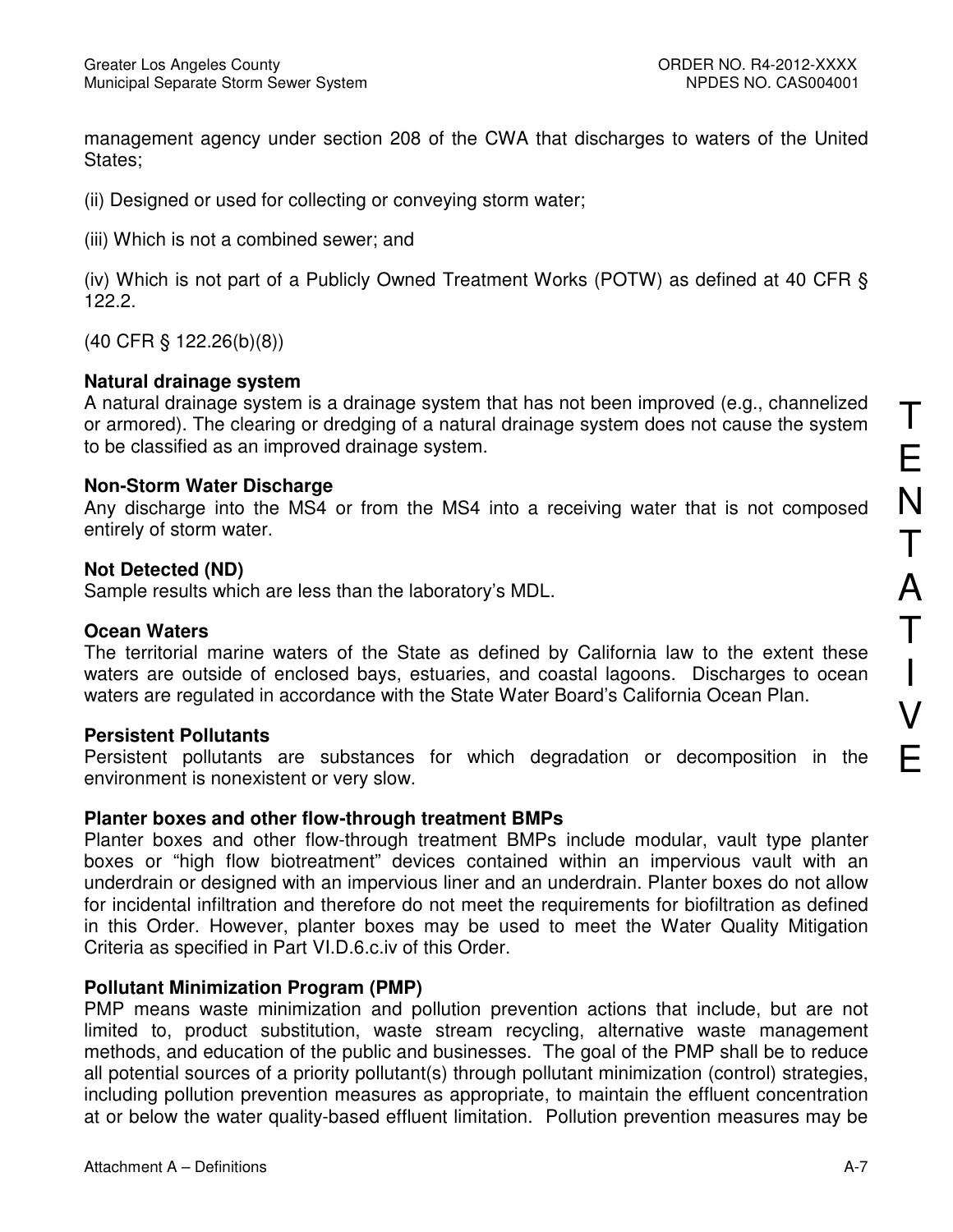management agency under section 208 of the CWA that discharges to waters of the United States;

(ii) Designed or used for collecting or conveying storm water;

(iii) Which is not a combined sewer; and

(iv) Which is not part of a Publicly Owned Treatment Works (POTW) as defined at 40 CFR § 122.2.

(40 CFR § 122.26(b)(8))

**Natural drainage system**
A natural drainage system is a drainage system that has not been improved (e.g., channelized or armored). The clearing or dredging of a natural drainage system does not cause the system to be classified as an improved drainage system.

**Non-Storm Water Discharge**
Any discharge into the MS4 or from the MS4 into a receiving water that is not composed entirely of storm water.

**Not Detected (ND)**
Sample results which are less than the laboratory's MDL.

**Ocean Waters**
The territorial marine waters of the State as defined by California law to the extent these waters are outside of enclosed bays, estuaries, and coastal lagoons. Discharges to ocean waters are regulated in accordance with the State Water Board's California Ocean Plan.

**Persistent Pollutants**
Persistent pollutants are substances for which degradation or decomposition in the environment is nonexistent or very slow.

**Planter boxes and other flow-through treatment BMPs**
Planter boxes and other flow-through treatment BMPs include modular, vault type planter boxes or "high flow biotreatment" devices contained within an impervious vault with an underdrain or designed with an impervious liner and an underdrain. Planter boxes do not allow for incidental infiltration and therefore do not meet the requirements for biofiltration as defined in this Order. However, planter boxes may be used to meet the Water Quality Mitigation Criteria as specified in Part VI.D.6.c.iv of this Order.

**Pollutant Minimization Program (PMP)**
PMP means waste minimization and pollution prevention actions that include, but are not limited to, product substitution, waste stream recycling, alternative waste management methods, and education of the public and businesses. The goal of the PMP shall be to reduce all potential sources of a priority pollutant(s) through pollutant minimization (control) strategies, including pollution prevention measures as appropriate, to maintain the effluent concentration at or below the water quality-based effluent limitation. Pollution prevention measures may be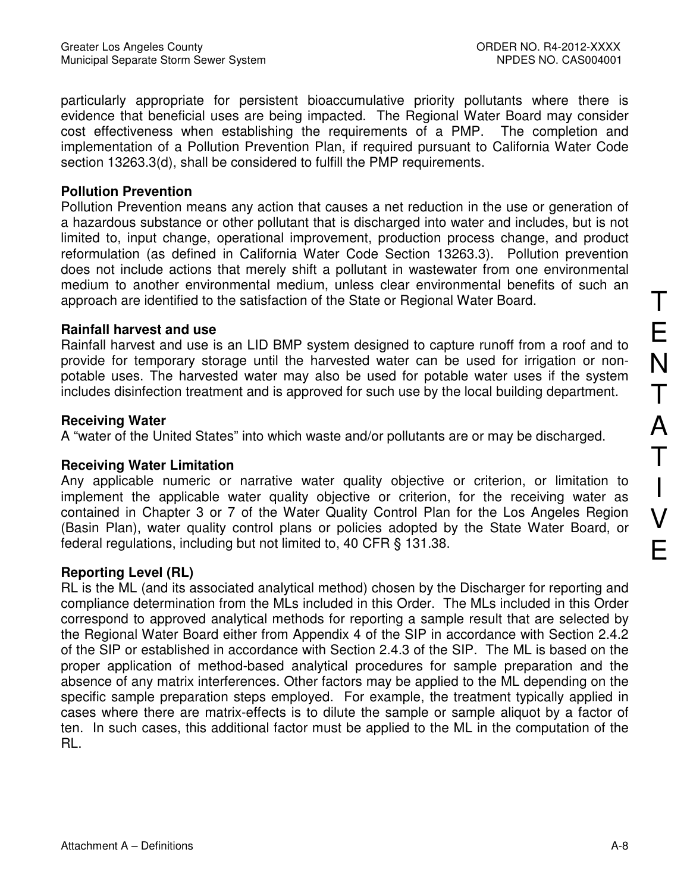particularly appropriate for persistent bioaccumulative priority pollutants where there is evidence that beneficial uses are being impacted. The Regional Water Board may consider cost effectiveness when establishing the requirements of a PMP. The completion and implementation of a Pollution Prevention Plan, if required pursuant to California Water Code section 13263.3(d), shall be considered to fulfill the PMP requirements.

**Pollution Prevention**
Pollution Prevention means any action that causes a net reduction in the use or generation of a hazardous substance or other pollutant that is discharged into water and includes, but is not limited to, input change, operational improvement, production process change, and product reformulation (as defined in California Water Code Section 13263.3). Pollution prevention does not include actions that merely shift a pollutant in wastewater from one environmental medium to another environmental medium, unless clear environmental benefits of such an approach are identified to the satisfaction of the State or Regional Water Board.

**Rainfall harvest and use**
Rainfall harvest and use is an LID BMP system designed to capture runoff from a roof and to provide for temporary storage until the harvested water can be used for irrigation or non-potable uses. The harvested water may also be used for potable water uses if the system includes disinfection treatment and is approved for such use by the local building department.

**Receiving Water**
A "water of the United States" into which waste and/or pollutants are or may be discharged.

**Receiving Water Limitation**
Any applicable numeric or narrative water quality objective or criterion, or limitation to implement the applicable water quality objective or criterion, for the receiving water as contained in Chapter 3 or 7 of the Water Quality Control Plan for the Los Angeles Region (Basin Plan), water quality control plans or policies adopted by the State Water Board, or federal regulations, including but not limited to, 40 CFR § 131.38.

**Reporting Level (RL)**
RL is the ML (and its associated analytical method) chosen by the Discharger for reporting and compliance determination from the MLs included in this Order. The MLs included in this Order correspond to approved analytical methods for reporting a sample result that are selected by the Regional Water Board either from Appendix 4 of the SIP in accordance with Section 2.4.2 of the SIP or established in accordance with Section 2.4.3 of the SIP. The ML is based on the proper application of method-based analytical procedures for sample preparation and the absence of any matrix interferences. Other factors may be applied to the ML depending on the specific sample preparation steps employed. For example, the treatment typically applied in cases where there are matrix-effects is to dilute the sample or sample aliquot by a factor of ten. In such cases, this additional factor must be applied to the ML in the computation of the RL.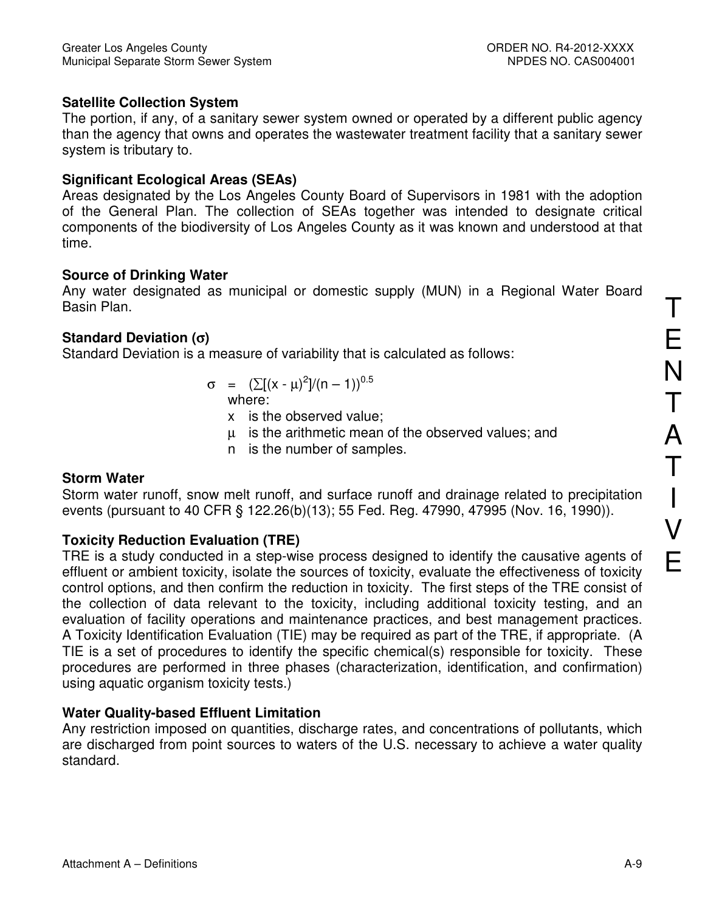**Satellite Collection System**
The portion, if any, of a sanitary sewer system owned or operated by a different public agency than the agency that owns and operates the wastewater treatment facility that a sanitary sewer system is tributary to.

**Significant Ecological Areas (SEAs)**
Areas designated by the Los Angeles County Board of Supervisors in 1981 with the adoption of the General Plan. The collection of SEAs together was intended to designate critical components of the biodiversity of Los Angeles County as it was known and understood at that time.

**Source of Drinking Water**
Any water designated as municipal or domestic supply (MUN) in a Regional Water Board Basin Plan.

**Standard Deviation ($\sigma$)**
Standard Deviation is a measure of variability that is calculated as follows:

$$\sigma = (\sum[(x - \mu)^2]/(n - 1))^{0.5}$$

where:

- x is the observed value;
- $\mu$ is the arithmetic mean of the observed values; and
- n is the number of samples.

**Storm Water**
Storm water runoff, snow melt runoff, and surface runoff and drainage related to precipitation events (pursuant to 40 CFR § 122.26(b)(13); 55 Fed. Reg. 47990, 47995 (Nov. 16, 1990)).

**Toxicity Reduction Evaluation (TRE)**
TRE is a study conducted in a step-wise process designed to identify the causative agents of effluent or ambient toxicity, isolate the sources of toxicity, evaluate the effectiveness of toxicity control options, and then confirm the reduction in toxicity. The first steps of the TRE consist of the collection of data relevant to the toxicity, including additional toxicity testing, and an evaluation of facility operations and maintenance practices, and best management practices. A Toxicity Identification Evaluation (TIE) may be required as part of the TRE, if appropriate. (A TIE is a set of procedures to identify the specific chemical(s) responsible for toxicity. These procedures are performed in three phases (characterization, identification, and confirmation) using aquatic organism toxicity tests.)

**Water Quality-based Effluent Limitation**
Any restriction imposed on quantities, discharge rates, and concentrations of pollutants, which are discharged from point sources to waters of the U.S. necessary to achieve a water quality standard.

TENTATIVE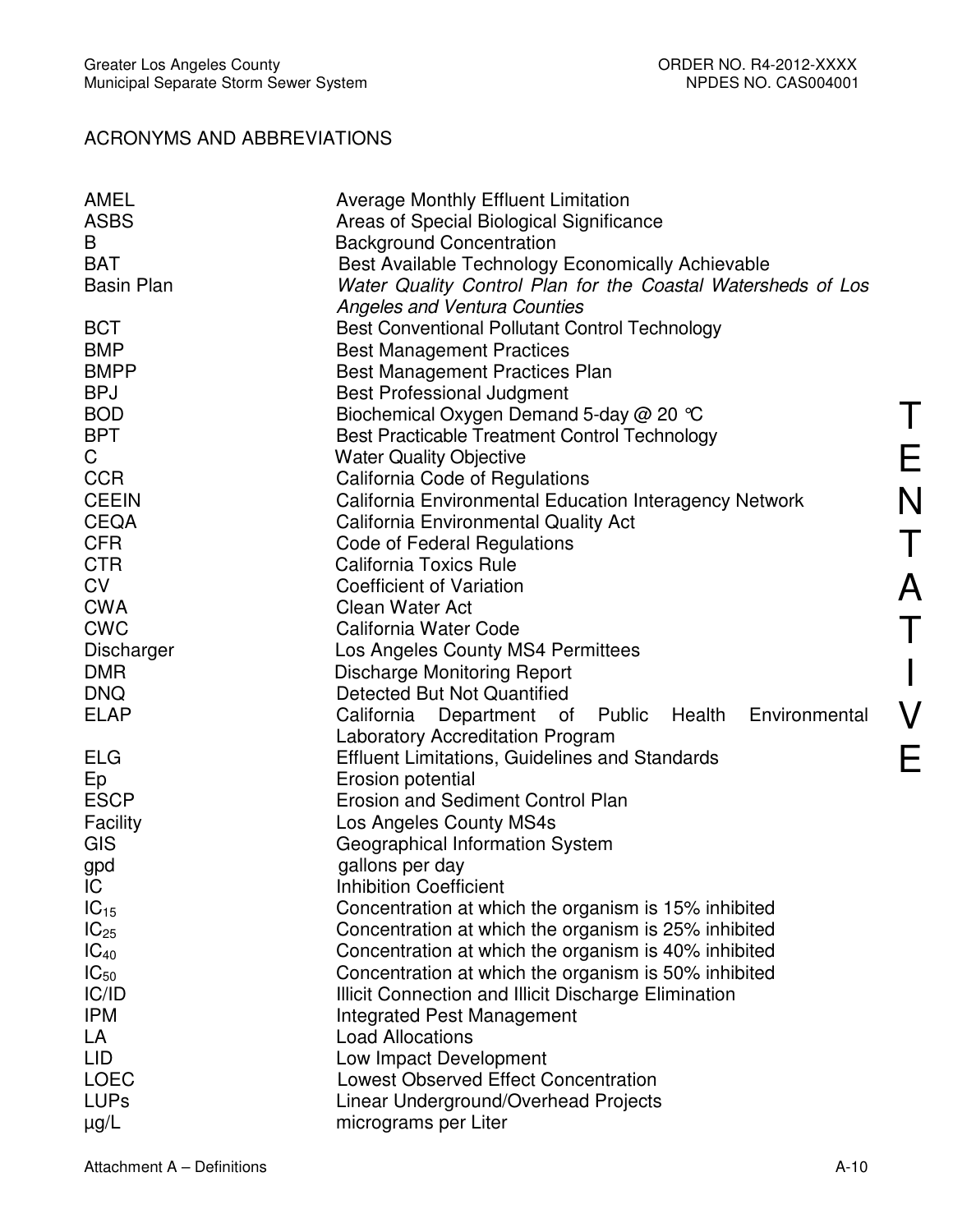## ACRONYMS AND ABBREVIATIONS

| | |
|---|---|
| AMEL | Average Monthly Effluent Limitation |
| ASBS | Areas of Special Biological Significance |
| B | Background Concentration |
| BAT | Best Available Technology Economically Achievable |
| Basin Plan | *Water Quality Control Plan for the Coastal Watersheds of Los Angeles and Ventura Counties* |
| BCT | Best Conventional Pollutant Control Technology |
| BMP | Best Management Practices |
| BMPP | Best Management Practices Plan |
| BPJ | Best Professional Judgment |
| BOD | Biochemical Oxygen Demand 5-day @ 20 °C |
| BPT | Best Practicable Treatment Control Technology |
| C | Water Quality Objective |
| CCR | California Code of Regulations |
| CEEIN | California Environmental Education Interagency Network |
| CEQA | California Environmental Quality Act |
| CFR | Code of Federal Regulations |
| CTR | California Toxics Rule |
| CV | Coefficient of Variation |
| CWA | Clean Water Act |
| CWC | California Water Code |
| Discharger | Los Angeles County MS4 Permittees |
| DMR | Discharge Monitoring Report |
| DNQ | Detected But Not Quantified |
| ELAP | California Department of Public Health Environmental Laboratory Accreditation Program |
| ELG | Effluent Limitations, Guidelines and Standards |
| Ep | Erosion potential |
| ESCP | Erosion and Sediment Control Plan |
| Facility | Los Angeles County MS4s |
| GIS | Geographical Information System |
| gpd | gallons per day |
| IC | Inhibition Coefficient |
| $IC_{15}$ | Concentration at which the organism is 15% inhibited |
| $IC_{25}$ | Concentration at which the organism is 25% inhibited |
| $IC_{40}$ | Concentration at which the organism is 40% inhibited |
| $IC_{50}$ | Concentration at which the organism is 50% inhibited |
| IC/ID | Illicit Connection and Illicit Discharge Elimination |
| IPM | Integrated Pest Management |
| LA | Load Allocations |
| LID | Low Impact Development |
| LOEC | Lowest Observed Effect Concentration |
| LUPs | Linear Underground/Overhead Projects |
| µg/L | micrograms per Liter |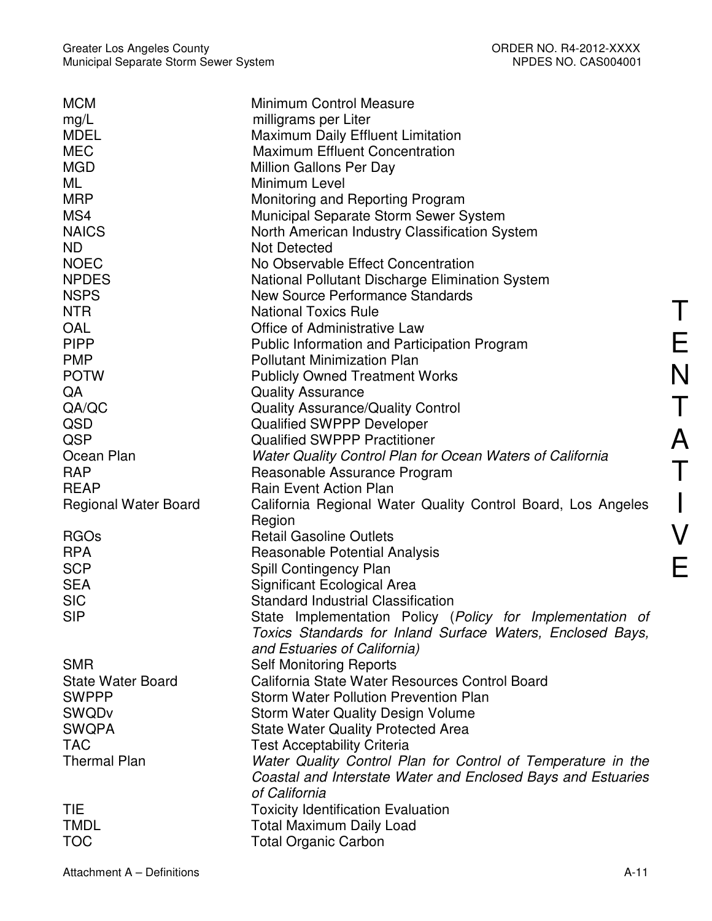| | |
|---|---|
| MCM | Minimum Control Measure |
| mg/L | milligrams per Liter |
| MDEL | Maximum Daily Effluent Limitation |
| MEC | Maximum Effluent Concentration |
| MGD | Million Gallons Per Day |
| ML | Minimum Level |
| MRP | Monitoring and Reporting Program |
| MS4 | Municipal Separate Storm Sewer System |
| NAICS | North American Industry Classification System |
| ND | Not Detected |
| NOEC | No Observable Effect Concentration |
| NPDES | National Pollutant Discharge Elimination System |
| NSPS | New Source Performance Standards |
| NTR | National Toxics Rule |
| OAL | Office of Administrative Law |
| PIPP | Public Information and Participation Program |
| PMP | Pollutant Minimization Plan |
| POTW | Publicly Owned Treatment Works |
| QA | Quality Assurance |
| QA/QC | Quality Assurance/Quality Control |
| QSD | Qualified SWPPP Developer |
| QSP | Qualified SWPPP Practitioner |
| Ocean Plan | *Water Quality Control Plan for Ocean Waters of California* |
| RAP | Reasonable Assurance Program |
| REAP | Rain Event Action Plan |
| Regional Water Board | California Regional Water Quality Control Board, Los Angeles Region |
| RGOs | Retail Gasoline Outlets |
| RPA | Reasonable Potential Analysis |
| SCP | Spill Contingency Plan |
| SEA | Significant Ecological Area |
| SIC | Standard Industrial Classification |
| SIP | State Implementation Policy (*Policy for Implementation of Toxics Standards for Inland Surface Waters, Enclosed Bays, and Estuaries of California)* |
| SMR | Self Monitoring Reports |
| State Water Board | California State Water Resources Control Board |
| SWPPP | Storm Water Pollution Prevention Plan |
| SWQDv | Storm Water Quality Design Volume |
| SWQPA | State Water Quality Protected Area |
| TAC | Test Acceptability Criteria |
| Thermal Plan | *Water Quality Control Plan for Control of Temperature in the Coastal and Interstate Water and Enclosed Bays and Estuaries of California* |
| TIE | Toxicity Identification Evaluation |
| TMDL | Total Maximum Daily Load |
| TOC | Total Organic Carbon |

TENTATIVE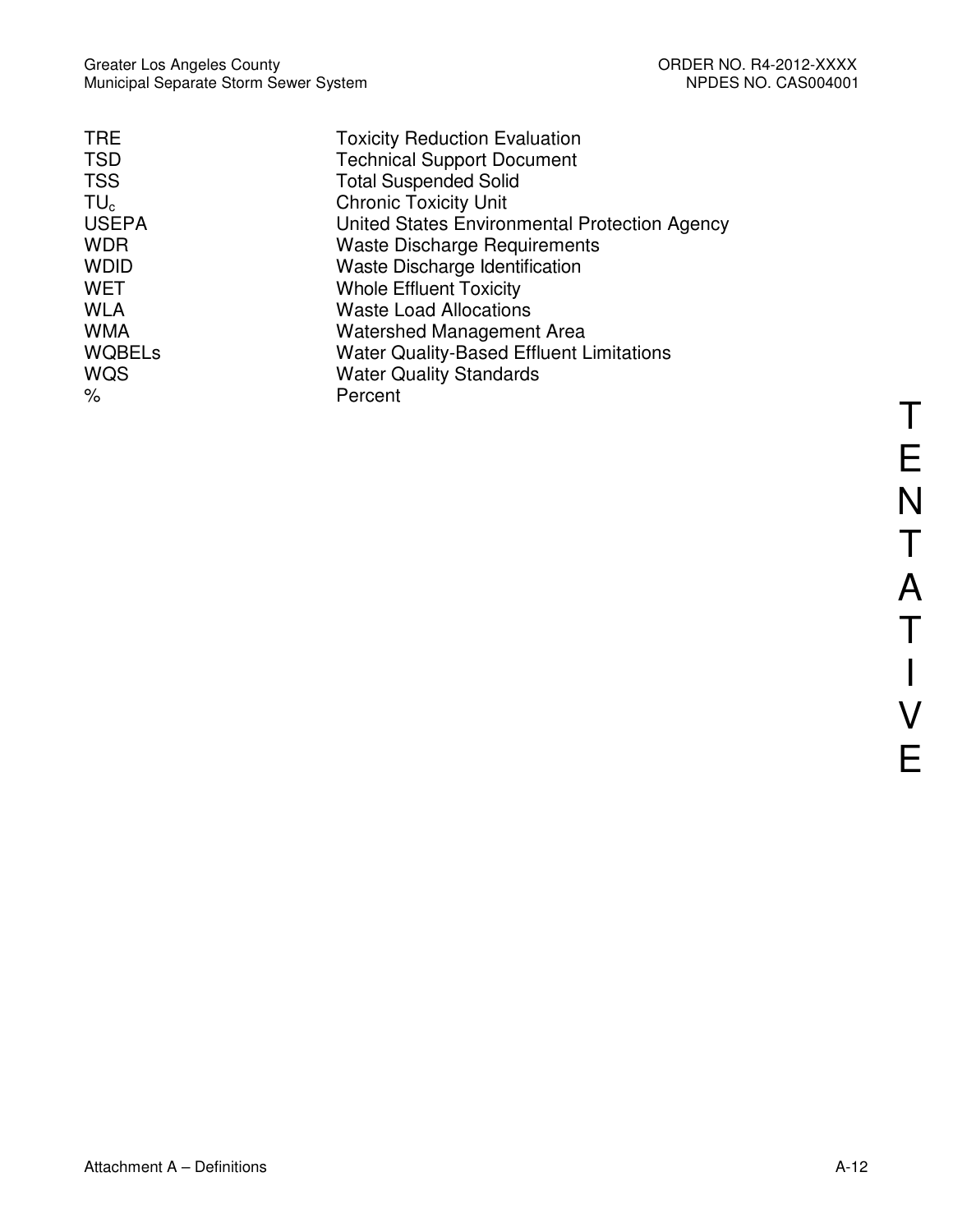| | |
|---|---|
| TRE | Toxicity Reduction Evaluation |
| TSD | Technical Support Document |
| TSS | Total Suspended Solid |
| $TU_c$ | Chronic Toxicity Unit |
| USEPA | United States Environmental Protection Agency |
| WDR | Waste Discharge Requirements |
| WDID | Waste Discharge Identification |
| WET | Whole Effluent Toxicity |
| WLA | Waste Load Allocations |
| WMA | Watershed Management Area |
| WQBELs | Water Quality-Based Effluent Limitations |
| WQS | Water Quality Standards |
| % | Percent |

TENTATIVE